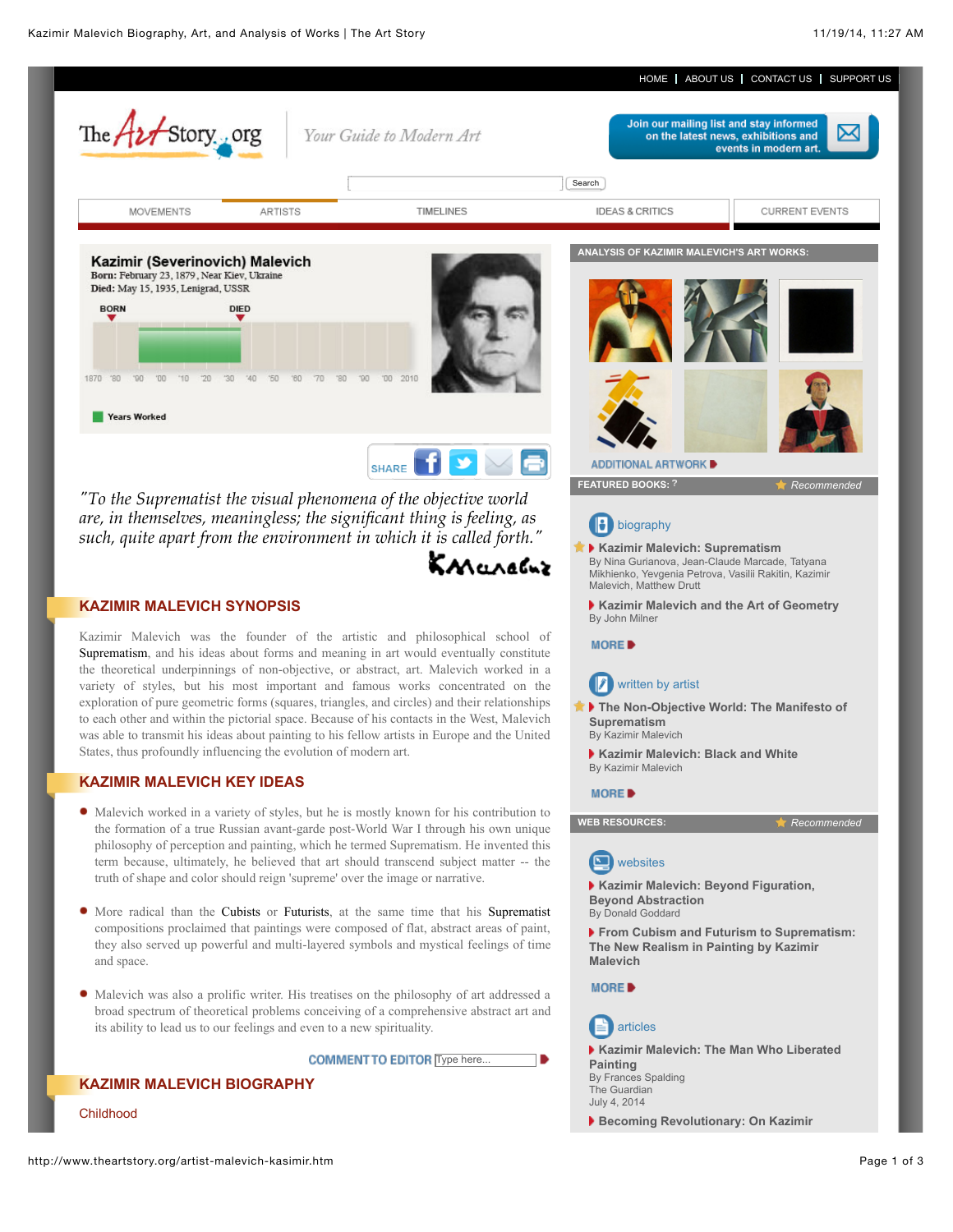HOME | ABOUT US | CONTACT US | SUPPORT US

The Art Story.org — Your Guide to Modern Art

Join our mailing list and stay informed on the latest news, exhibitions and events in modern art.

Search

MOVEMENTS | ARTISTS | TIMELINES | IDEAS & CRITICS | CURRENT EVENTS

# Kazimir (Severinovich) Malevich

**Born:** February 23, 1879, Near Kiev, Ukraine
**Died:** May 15, 1935, Lenigrad, USSR

BORN — DIED

1870 '80 '90 '00 '10 '20 '30 '40 '50 '60 '70 '80 '90 '00 2010

Years Worked

SHARE

*"To the Suprematist the visual phenomena of the objective world are, in themselves, meaningless; the significant thing is feeling, as such, quite apart from the environment in which it is called forth."*

## KAZIMIR MALEVICH SYNOPSIS

Kazimir Malevich was the founder of the artistic and philosophical school of Suprematism, and his ideas about forms and meaning in art would eventually constitute the theoretical underpinnings of non-objective, or abstract, art. Malevich worked in a variety of styles, but his most important and famous works concentrated on the exploration of pure geometric forms (squares, triangles, and circles) and their relationships to each other and within the pictorial space. Because of his contacts in the West, Malevich was able to transmit his ideas about painting to his fellow artists in Europe and the United States, thus profoundly influencing the evolution of modern art.

## KAZIMIR MALEVICH KEY IDEAS

- Malevich worked in a variety of styles, but he is mostly known for his contribution to the formation of a true Russian avant-garde post-World War I through his own unique philosophy of perception and painting, which he termed Suprematism. He invented this term because, ultimately, he believed that art should transcend subject matter -- the truth of shape and color should reign 'supreme' over the image or narrative.
- More radical than the Cubists or Futurists, at the same time that his Suprematist compositions proclaimed that paintings were composed of flat, abstract areas of paint, they also served up powerful and multi-layered symbols and mystical feelings of time and space.
- Malevich was also a prolific writer. His treatises on the philosophy of art addressed a broad spectrum of theoretical problems conceiving of a comprehensive abstract art and its ability to lead us to our feelings and even to a new spirituality.

COMMENT TO EDITOR

## KAZIMIR MALEVICH BIOGRAPHY

Childhood

**ANALYSIS OF KAZIMIR MALEVICH'S ART WORKS:**

ADDITIONAL ARTWORK

**FEATURED BOOKS:** ? — Recommended

biography

- **Kazimir Malevich: Suprematism**
  By Nina Gurianova, Jean-Claude Marcade, Tatyana Mikhienko, Yevgenia Petrova, Vasilii Rakitin, Kazimir Malevich, Matthew Drutt
- **Kazimir Malevich and the Art of Geometry**
  By John Milner

MORE

written by artist

- **The Non-Objective World: The Manifesto of Suprematism**
  By Kazimir Malevich
- **Kazimir Malevich: Black and White**
  By Kazimir Malevich

MORE

**WEB RESOURCES:** — Recommended

websites

- **Kazimir Malevich: Beyond Figuration, Beyond Abstraction**
  By Donald Goddard
- **From Cubism and Futurism to Suprematism: The New Realism in Painting by Kazimir Malevich**

MORE

articles

- **Kazimir Malevich: The Man Who Liberated Painting**
  By Frances Spalding
  The Guardian
  July 4, 2014
- **Becoming Revolutionary: On Kazimir**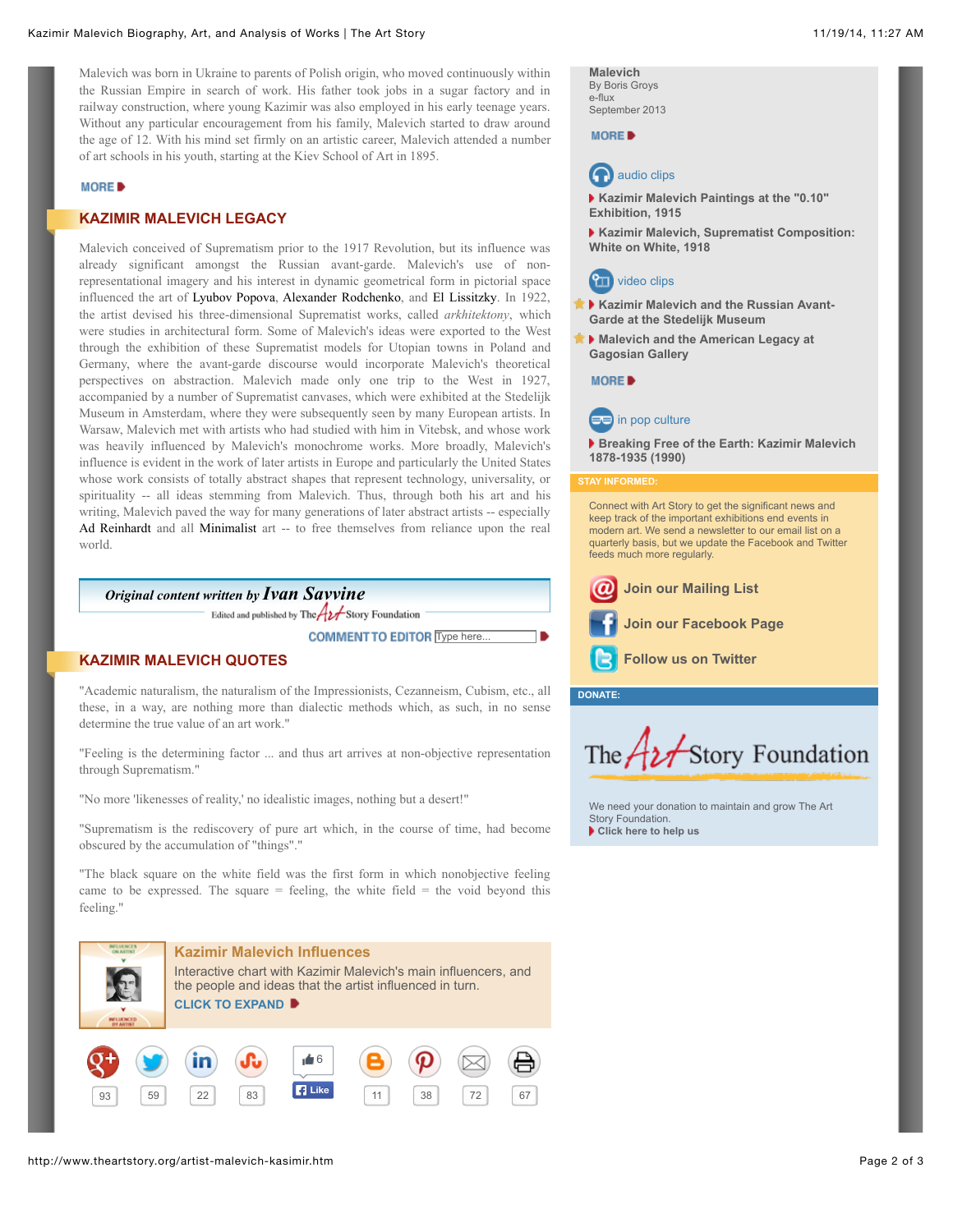Malevich was born in Ukraine to parents of Polish origin, who moved continuously within the Russian Empire in search of work. His father took jobs in a sugar factory and in railway construction, where young Kazimir was also employed in his early teenage years. Without any particular encouragement from his family, Malevich started to draw around the age of 12. With his mind set firmly on an artistic career, Malevich attended a number of art schools in his youth, starting at the Kiev School of Art in 1895.

MORE

## KAZIMIR MALEVICH LEGACY

Malevich conceived of Suprematism prior to the 1917 Revolution, but its influence was already significant amongst the Russian avant-garde. Malevich's use of non-representational imagery and his interest in dynamic geometrical form in pictorial space influenced the art of Lyubov Popova, Alexander Rodchenko, and El Lissitzky. In 1922, the artist devised his three-dimensional Suprematist works, called *arkhitektony*, which were studies in architectural form. Some of Malevich's ideas were exported to the West through the exhibition of these Suprematist models for Utopian towns in Poland and Germany, where the avant-garde discourse would incorporate Malevich's theoretical perspectives on abstraction. Malevich made only one trip to the West in 1927, accompanied by a number of Suprematist canvases, which were exhibited at the Stedelijk Museum in Amsterdam, where they were subsequently seen by many European artists. In Warsaw, Malevich met with artists who had studied with him in Vitebsk, and whose work was heavily influenced by Malevich's monochrome works. More broadly, Malevich's influence is evident in the work of later artists in Europe and particularly the United States whose work consists of totally abstract shapes that represent technology, universality, or spirituality -- all ideas stemming from Malevich. Thus, through both his art and his writing, Malevich paved the way for many generations of later abstract artists -- especially Ad Reinhardt and all Minimalist art -- to free themselves from reliance upon the real world.

*Original content written by **Ivan Savvine***

Edited and published by The Art Story Foundation

COMMENT TO EDITOR

## KAZIMIR MALEVICH QUOTES

"Academic naturalism, the naturalism of the Impressionists, Cezanneism, Cubism, etc., all these, in a way, are nothing more than dialectic methods which, as such, in no sense determine the true value of an art work."

"Feeling is the determining factor ... and thus art arrives at non-objective representation through Suprematism."

"No more 'likenesses of reality,' no idealistic images, nothing but a desert!"

"Suprematism is the rediscovery of pure art which, in the course of time, had become obscured by the accumulation of "things"."

"The black square on the white field was the first form in which nonobjective feeling came to be expressed. The square = feeling, the white field = the void beyond this feeling."

**Kazimir Malevich Influences**

Interactive chart with Kazimir Malevich's main influencers, and the people and ideas that the artist influenced in turn.

CLICK TO EXPAND

93 59 22 83 6 Like 11 38 72 67

**Malevich**
By Boris Groys
e-flux
September 2013

MORE

audio clips

- **Kazimir Malevich Paintings at the "0.10" Exhibition, 1915**
- **Kazimir Malevich, Suprematist Composition: White on White, 1918**

video clips

- **Kazimir Malevich and the Russian Avant-Garde at the Stedelijk Museum**
- **Malevich and the American Legacy at Gagosian Gallery**

MORE

in pop culture

- **Breaking Free of the Earth: Kazimir Malevich 1878-1935 (1990)**

**STAY INFORMED:**

Connect with Art Story to get the significant news and keep track of the important exhibitions end events in modern art. We send a newsletter to our email list on a quarterly basis, but we update the Facebook and Twitter feeds much more regularly.

**Join our Mailing List**

**Join our Facebook Page**

**Follow us on Twitter**

**DONATE:**

The Art Story Foundation

We need your donation to maintain and grow The Art Story Foundation.

**Click here to help us**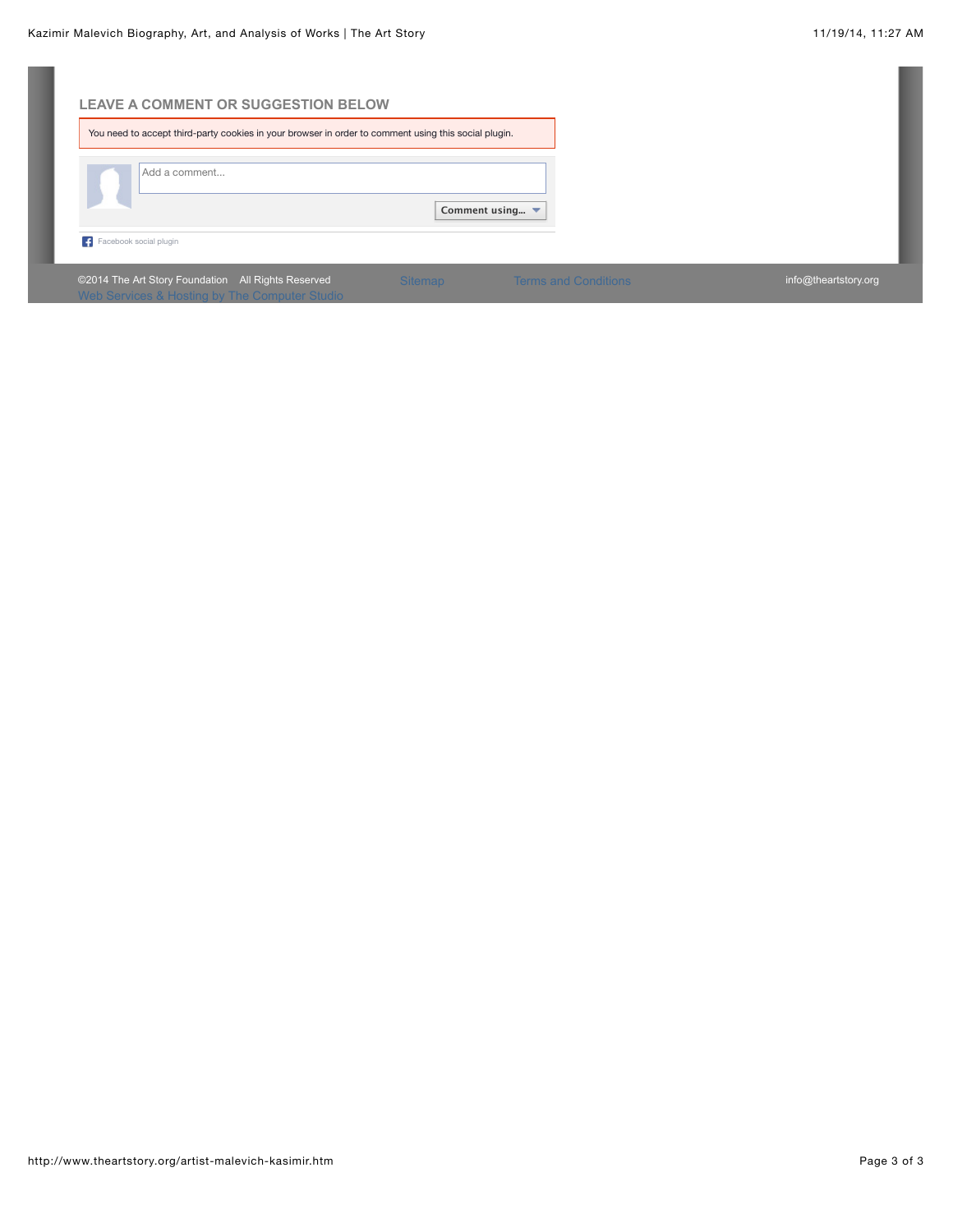## LEAVE A COMMENT OR SUGGESTION BELOW

You need to accept third-party cookies in your browser in order to comment using this social plugin.

Add a comment...

Comment using...

Facebook social plugin

©2014 The Art Story Foundation All Rights Reserved
Web Services & Hosting by The Computer Studio

Sitemap

Terms and Conditions

info@theartstory.org